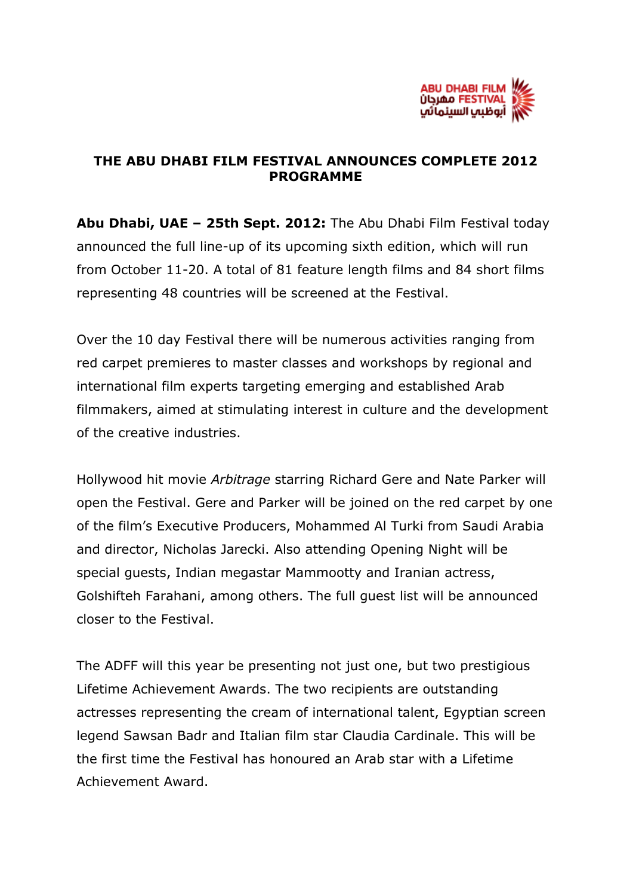# THE ABU DHABI FILM FESTIVAL ANNOUNCES COMPLETE 2012 PROGRAMME

**Abu Dhabi, UAE – 25th Sept. 2012:** The Abu Dhabi Film Festival today announced the full line-up of its upcoming sixth edition, which will run from October 11-20. A total of 81 feature length films and 84 short films representing 48 countries will be screened at the Festival.

Over the 10 day Festival there will be numerous activities ranging from red carpet premieres to master classes and workshops by regional and international film experts targeting emerging and established Arab filmmakers, aimed at stimulating interest in culture and the development of the creative industries.

Hollywood hit movie *Arbitrage* starring Richard Gere and Nate Parker will open the Festival. Gere and Parker will be joined on the red carpet by one of the film's Executive Producers, Mohammed Al Turki from Saudi Arabia and director, Nicholas Jarecki. Also attending Opening Night will be special guests, Indian megastar Mammootty and Iranian actress, Golshifteh Farahani, among others. The full guest list will be announced closer to the Festival.

The ADFF will this year be presenting not just one, but two prestigious Lifetime Achievement Awards. The two recipients are outstanding actresses representing the cream of international talent, Egyptian screen legend Sawsan Badr and Italian film star Claudia Cardinale. This will be the first time the Festival has honoured an Arab star with a Lifetime Achievement Award.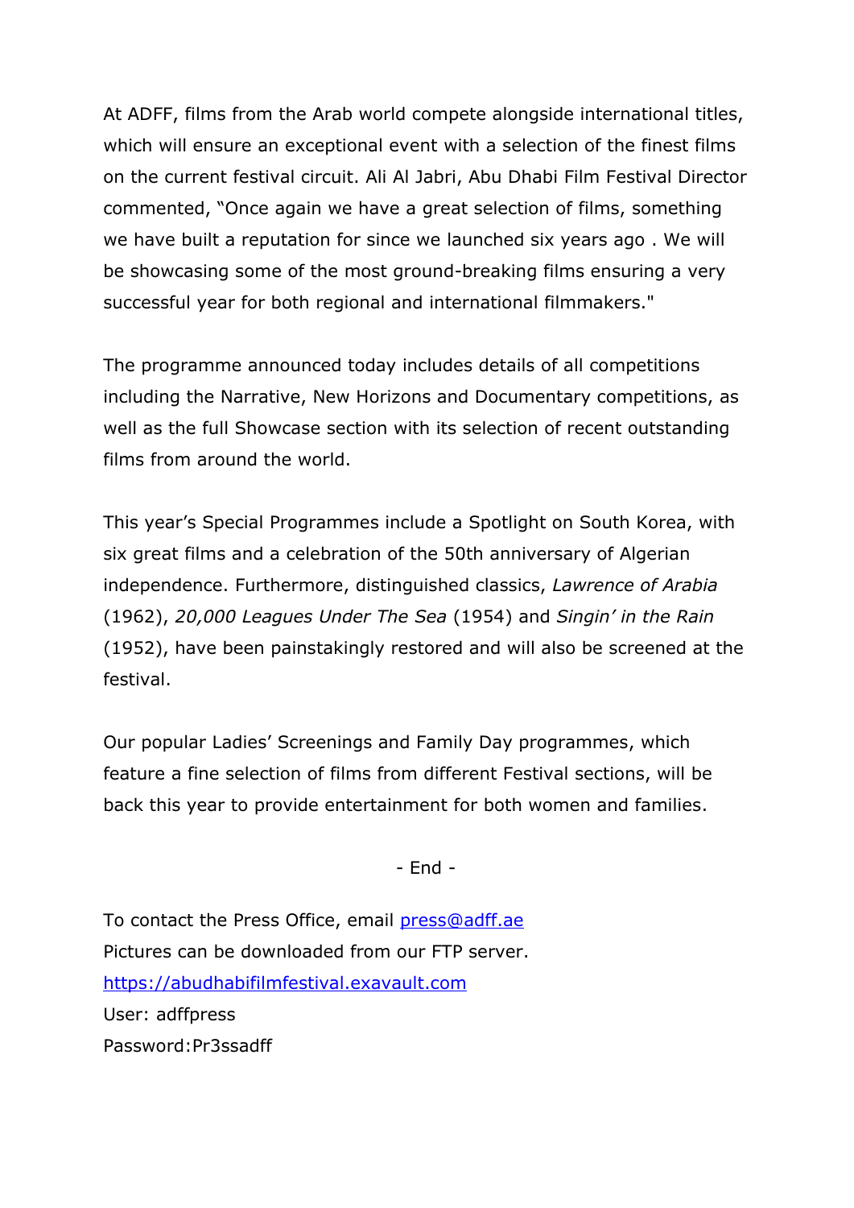At ADFF, films from the Arab world compete alongside international titles, which will ensure an exceptional event with a selection of the finest films on the current festival circuit. Ali Al Jabri, Abu Dhabi Film Festival Director commented, "Once again we have a great selection of films, something we have built a reputation for since we launched six years ago . We will be showcasing some of the most ground-breaking films ensuring a very successful year for both regional and international filmmakers."

The programme announced today includes details of all competitions including the Narrative, New Horizons and Documentary competitions, as well as the full Showcase section with its selection of recent outstanding films from around the world.

This year's Special Programmes include a Spotlight on South Korea, with six great films and a celebration of the 50th anniversary of Algerian independence. Furthermore, distinguished classics, *Lawrence of Arabia* (1962), *20,000 Leagues Under The Sea* (1954) and *Singin' in the Rain* (1952), have been painstakingly restored and will also be screened at the festival.

Our popular Ladies' Screenings and Family Day programmes, which feature a fine selection of films from different Festival sections, will be back this year to provide entertainment for both women and families.

- End -

To contact the Press Office, email [press@adff.ae](mailto:press@adff.ae)
Pictures can be downloaded from our FTP server.
[https://abudhabifilmfestival.exavault.com](https://abudhabifilmfestival.exavault.com)
User: adffpress
Password:Pr3ssadff